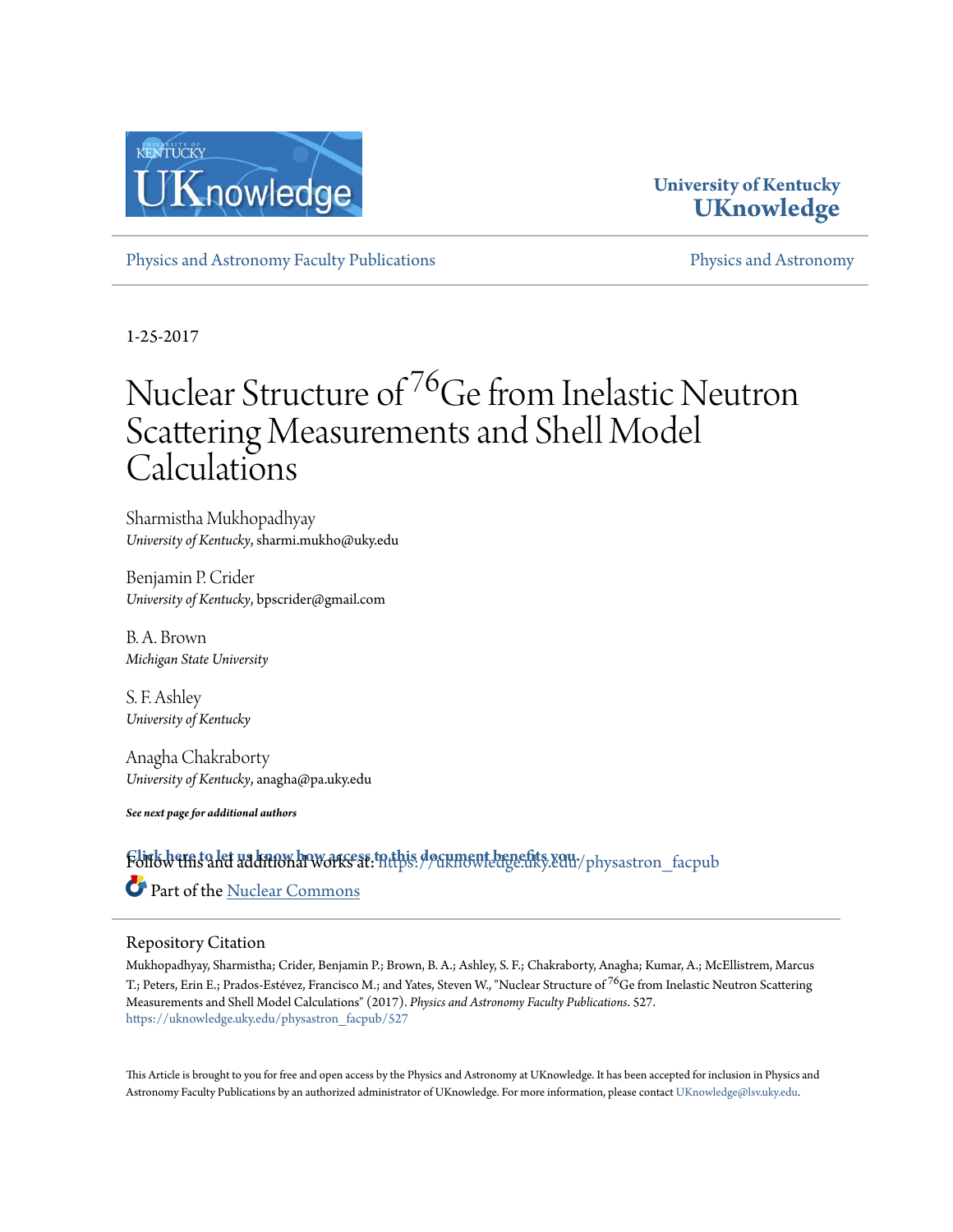University of Kentucky
**UKnowledge**

Physics and Astronomy Faculty Publications | Physics and Astronomy

1-25-2017

# Nuclear Structure of $^{76}$Ge from Inelastic Neutron Scattering Measurements and Shell Model Calculations

Sharmistha Mukhopadhyay
*University of Kentucky*, sharmi.mukho@uky.edu

Benjamin P. Crider
*University of Kentucky*, bpscrider@gmail.com

B. A. Brown
*Michigan State University*

S. F. Ashley
*University of Kentucky*

Anagha Chakraborty
*University of Kentucky*, anagha@pa.uky.edu

***See next page for additional authors***

Click here to let us know how access to this document benefits you.

Follow this and additional works at: https://uknowledge.uky.edu/physastron_facpub

Part of the Nuclear Commons

## Repository Citation

Mukhopadhyay, Sharmistha; Crider, Benjamin P.; Brown, B. A.; Ashley, S. F.; Chakraborty, Anagha; Kumar, A.; McEllistrem, Marcus T.; Peters, Erin E.; Prados-Estévez, Francisco M.; and Yates, Steven W., "Nuclear Structure of $^{76}$Ge from Inelastic Neutron Scattering Measurements and Shell Model Calculations" (2017). *Physics and Astronomy Faculty Publications*. 527.
https://uknowledge.uky.edu/physastron_facpub/527

This Article is brought to you for free and open access by the Physics and Astronomy at UKnowledge. It has been accepted for inclusion in Physics and Astronomy Faculty Publications by an authorized administrator of UKnowledge. For more information, please contact UKnowledge@lsv.uky.edu.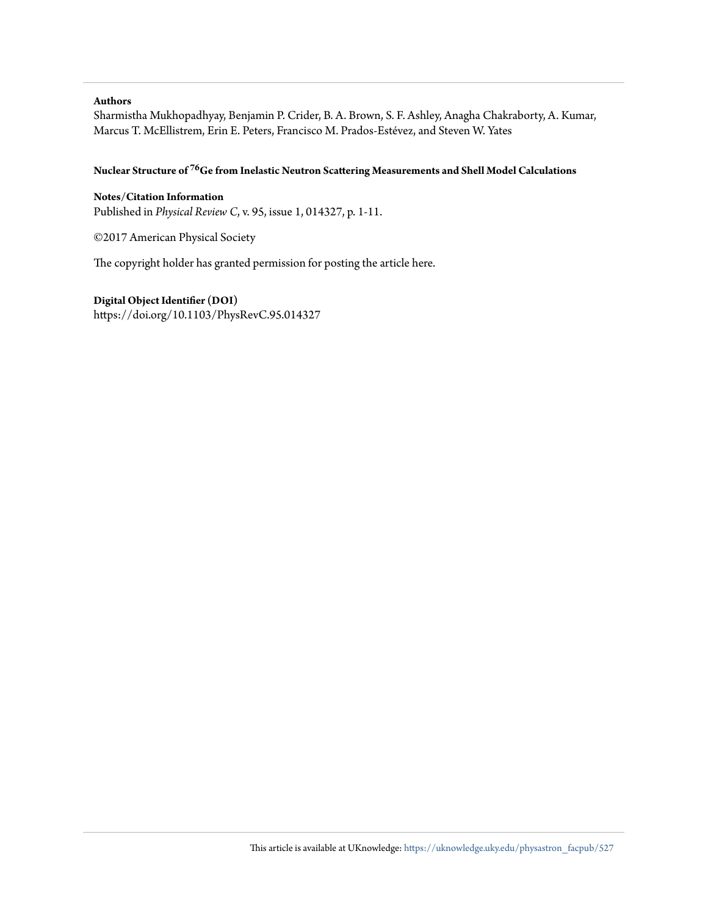**Authors**

Sharmistha Mukhopadhyay, Benjamin P. Crider, B. A. Brown, S. F. Ashley, Anagha Chakraborty, A. Kumar, Marcus T. McEllistrem, Erin E. Peters, Francisco M. Prados-Estévez, and Steven W. Yates

**Nuclear Structure of $^{76}$Ge from Inelastic Neutron Scattering Measurements and Shell Model Calculations**

**Notes/Citation Information**

Published in *Physical Review C*, v. 95, issue 1, 014327, p. 1-11.

©2017 American Physical Society

The copyright holder has granted permission for posting the article here.

**Digital Object Identifier (DOI)**

https://doi.org/10.1103/PhysRevC.95.014327

This article is available at UKnowledge: https://uknowledge.uky.edu/physastron_facpub/527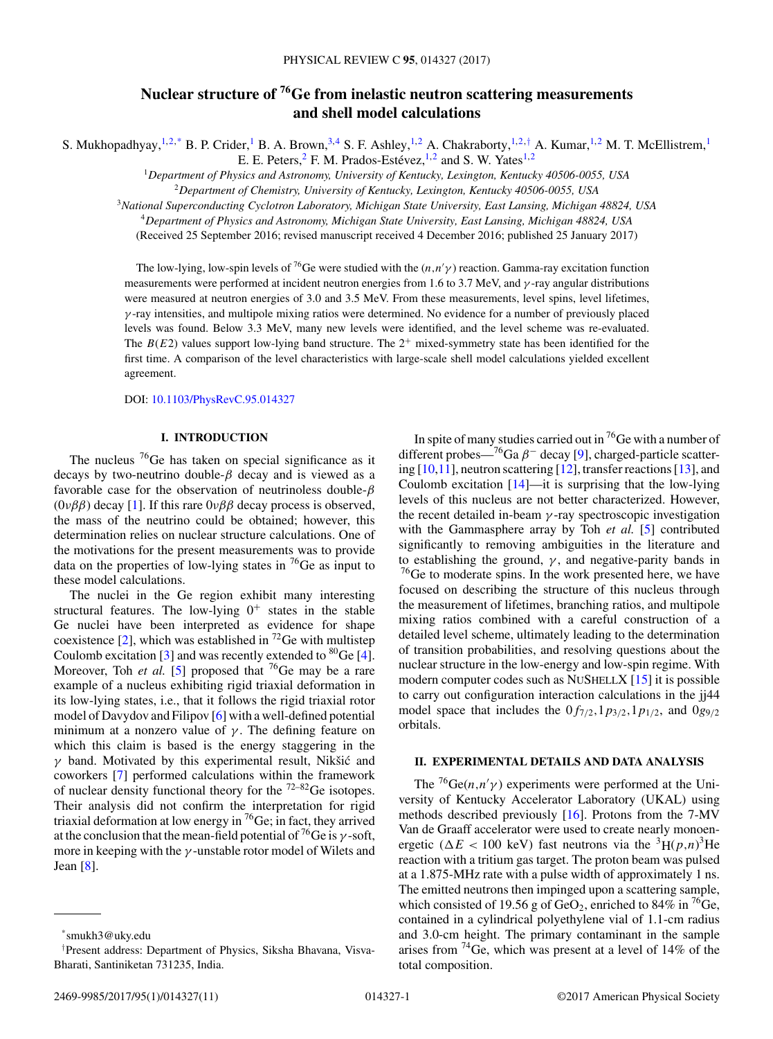# Nuclear structure of $^{76}$Ge from inelastic neutron scattering measurements and shell model calculations

S. Mukhopadhyay,[1,2,*] B. P. Crider,[1] B. A. Brown,[3,4] S. F. Ashley,[1,2] A. Chakraborty,[1,2,†] A. Kumar,[1,2] M. T. McEllistrem,[1] E. E. Peters,[2] F. M. Prados-Estévez,[1,2] and S. W. Yates[1,2]

[1]*Department of Physics and Astronomy, University of Kentucky, Lexington, Kentucky 40506-0055, USA*

[2]*Department of Chemistry, University of Kentucky, Lexington, Kentucky 40506-0055, USA*

[3]*National Superconducting Cyclotron Laboratory, Michigan State University, East Lansing, Michigan 48824, USA*

[4]*Department of Physics and Astronomy, Michigan State University, East Lansing, Michigan 48824, USA*

(Received 25 September 2016; revised manuscript received 4 December 2016; published 25 January 2017)

The low-lying, low-spin levels of $^{76}$Ge were studied with the $(n,n'\gamma)$ reaction. Gamma-ray excitation function measurements were performed at incident neutron energies from 1.6 to 3.7 MeV, and $\gamma$-ray angular distributions were measured at neutron energies of 3.0 and 3.5 MeV. From these measurements, level spins, level lifetimes, $\gamma$-ray intensities, and multipole mixing ratios were determined. No evidence for a number of previously placed levels was found. Below 3.3 MeV, many new levels were identified, and the level scheme was re-evaluated. The $B(E2)$ values support low-lying band structure. The $2^+$ mixed-symmetry state has been identified for the first time. A comparison of the level characteristics with large-scale shell model calculations yielded excellent agreement.

DOI: 10.1103/PhysRevC.95.014327

## I. INTRODUCTION

The nucleus $^{76}$Ge has taken on special significance as it decays by two-neutrino double-$\beta$ decay and is viewed as a favorable case for the observation of neutrinoless double-$\beta$ ($0\nu\beta\beta$) decay [1]. If this rare $0\nu\beta\beta$ decay process is observed, the mass of the neutrino could be obtained; however, this determination relies on nuclear structure calculations. One of the motivations for the present measurements was to provide data on the properties of low-lying states in $^{76}$Ge as input to these model calculations.

The nuclei in the Ge region exhibit many interesting structural features. The low-lying $0^+$ states in the stable Ge nuclei have been interpreted as evidence for shape coexistence [2], which was established in $^{72}$Ge with multistep Coulomb excitation [3] and was recently extended to $^{80}$Ge [4]. Moreover, Toh *et al.* [5] proposed that $^{76}$Ge may be a rare example of a nucleus exhibiting rigid triaxial deformation in its low-lying states, i.e., that it follows the rigid triaxial rotor model of Davydov and Filipov [6] with a well-defined potential minimum at a nonzero value of $\gamma$. The defining feature on which this claim is based is the energy staggering in the $\gamma$ band. Motivated by this experimental result, Nikšić and coworkers [7] performed calculations within the framework of nuclear density functional theory for the $^{72-82}$Ge isotopes. Their analysis did not confirm the interpretation for rigid triaxial deformation at low energy in $^{76}$Ge; in fact, they arrived at the conclusion that the mean-field potential of $^{76}$Ge is $\gamma$-soft, more in keeping with the $\gamma$-unstable rotor model of Wilets and Jean [8].

In spite of many studies carried out in $^{76}$Ge with a number of different probes—$^{76}$Ga $\beta^-$ decay [9], charged-particle scattering [10,11], neutron scattering [12], transfer reactions [13], and Coulomb excitation [14]—it is surprising that the low-lying levels of this nucleus are not better characterized. However, the recent detailed in-beam $\gamma$-ray spectroscopic investigation with the Gammasphere array by Toh *et al.* [5] contributed significantly to removing ambiguities in the literature and to establishing the ground, $\gamma$, and negative-parity bands in $^{76}$Ge to moderate spins. In the work presented here, we have focused on describing the structure of this nucleus through the measurement of lifetimes, branching ratios, and multipole mixing ratios combined with a careful construction of a detailed level scheme, ultimately leading to the determination of transition probabilities, and resolving questions about the nuclear structure in the low-energy and low-spin regime. With modern computer codes such as NuShellX [15] it is possible to carry out configuration interaction calculations in the jj44 model space that includes the $0f_{7/2}, 1p_{3/2}, 1p_{1/2}$, and $0g_{9/2}$ orbitals.

## II. EXPERIMENTAL DETAILS AND DATA ANALYSIS

The $^{76}$Ge$(n,n'\gamma)$ experiments were performed at the University of Kentucky Accelerator Laboratory (UKAL) using methods described previously [16]. Protons from the 7-MV Van de Graaff accelerator were used to create nearly monoenergetic ($\Delta E < 100$ keV) fast neutrons via the $^3$H$(p,n)^3$He reaction with a tritium gas target. The proton beam was pulsed at a 1.875-MHz rate with a pulse width of approximately 1 ns. The emitted neutrons then impinged upon a scattering sample, which consisted of 19.56 g of $GeO_2$, enriched to 84% in $^{76}$Ge, contained in a cylindrical polyethylene vial of 1.1-cm radius and 3.0-cm height. The primary contaminant in the sample arises from $^{74}$Ge, which was present at a level of 14% of the total composition.

---

*smukh3@uky.edu

†Present address: Department of Physics, Siksha Bhavana, Visva-Bharati, Santiniketan 731235, India.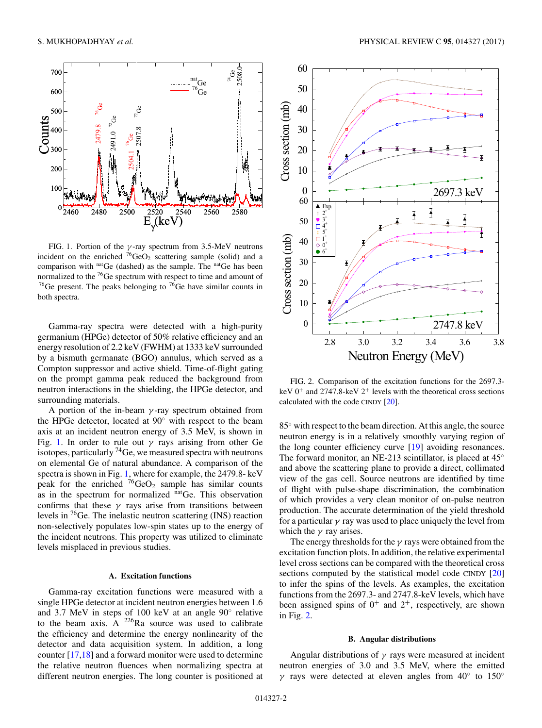FIG. 1. Portion of the $\gamma$-ray spectrum from 3.5-MeV neutrons incident on the enriched $^{76}GeO_2$ scattering sample (solid) and a comparison with $^{nat}Ge$ (dashed) as the sample. The $^{nat}Ge$ has been normalized to the $^{76}Ge$ spectrum with respect to time and amount of $^{76}Ge$ present. The peaks belonging to $^{76}Ge$ have similar counts in both spectra.

Gamma-ray spectra were detected with a high-purity germanium (HPGe) detector of 50% relative efficiency and an energy resolution of 2.2 keV (FWHM) at 1333 keV surrounded by a bismuth germanate (BGO) annulus, which served as a Compton suppressor and active shield. Time-of-flight gating on the prompt gamma peak reduced the background from neutron interactions in the shielding, the HPGe detector, and surrounding materials.

A portion of the in-beam $\gamma$-ray spectrum obtained from the HPGe detector, located at 90° with respect to the beam axis at an incident neutron energy of 3.5 MeV, is shown in Fig. 1. In order to rule out $\gamma$ rays arising from other Ge isotopes, particularly $^{74}Ge$, we measured spectra with neutrons on elemental Ge of natural abundance. A comparison of the spectra is shown in Fig. 1, where for example, the 2479.8- keV peak for the enriched $^{76}GeO_2$ sample has similar counts as in the spectrum for normalized $^{nat}Ge$. This observation confirms that these $\gamma$ rays arise from transitions between levels in $^{76}Ge$. The inelastic neutron scattering (INS) reaction non-selectively populates low-spin states up to the energy of the incident neutrons. This property was utilized to eliminate levels misplaced in previous studies.

### A. Excitation functions

Gamma-ray excitation functions were measured with a single HPGe detector at incident neutron energies between 1.6 and 3.7 MeV in steps of 100 keV at an angle 90° relative to the beam axis. A $^{226}Ra$ source was used to calibrate the efficiency and determine the energy nonlinearity of the detector and data acquisition system. In addition, a long counter [17,18] and a forward monitor were used to determine the relative neutron fluences when normalizing spectra at different neutron energies. The long counter is positioned at 85° with respect to the beam direction. At this angle, the source neutron energy is in a relatively smoothly varying region of the long counter efficiency curve [19] avoiding resonances. The forward monitor, an NE-213 scintillator, is placed at 45° and above the scattering plane to provide a direct, collimated view of the gas cell. Source neutrons are identified by time of flight with pulse-shape discrimination, the combination of which provides a very clean monitor of on-pulse neutron production. The accurate determination of the yield threshold for a particular $\gamma$ ray was used to place uniquely the level from which the $\gamma$ ray arises.

FIG. 2. Comparison of the excitation functions for the 2697.3-keV $0^+$ and 2747.8-keV $2^+$ levels with the theoretical cross sections calculated with the code CINDY [20].

The energy thresholds for the $\gamma$ rays were obtained from the excitation function plots. In addition, the relative experimental level cross sections can be compared with the theoretical cross sections computed by the statistical model code CINDY [20] to infer the spins of the levels. As examples, the excitation functions from the 2697.3- and 2747.8-keV levels, which have been assigned spins of $0^+$ and $2^+$, respectively, are shown in Fig. 2.

### B. Angular distributions

Angular distributions of $\gamma$ rays were measured at incident neutron energies of 3.0 and 3.5 MeV, where the emitted $\gamma$ rays were detected at eleven angles from 40° to 150°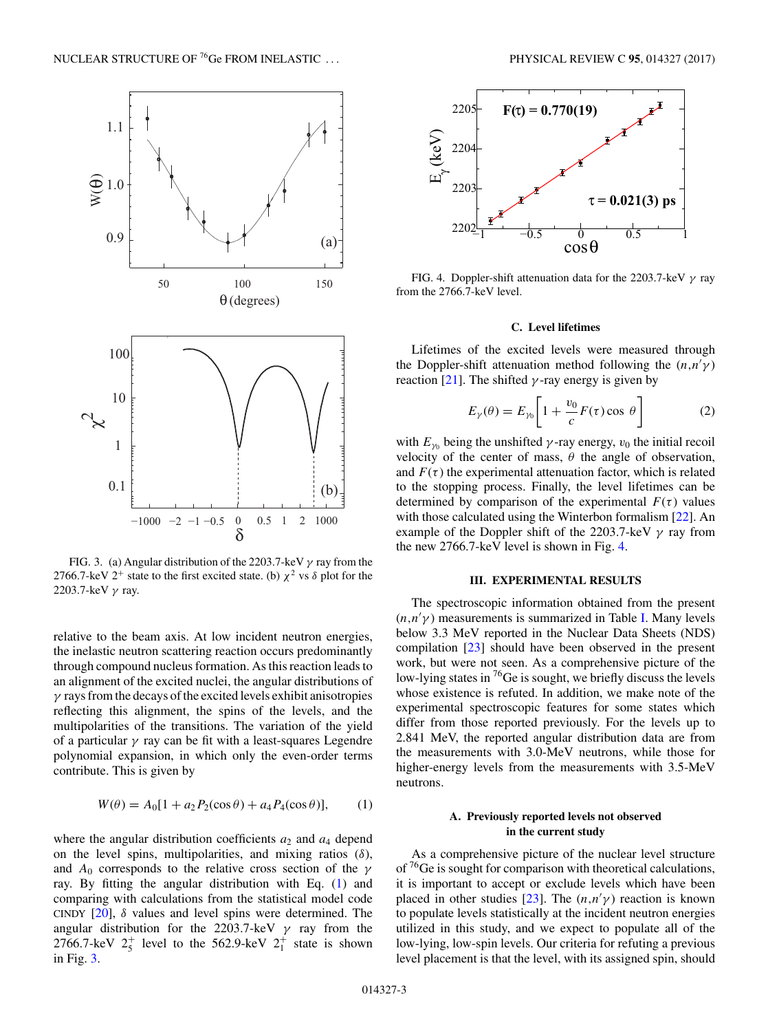FIG. 3. (a) Angular distribution of the 2203.7-keV $\gamma$ ray from the 2766.7-keV $2^+$ state to the first excited state. (b) $\chi^2$ vs $\delta$ plot for the 2203.7-keV $\gamma$ ray.

relative to the beam axis. At low incident neutron energies, the inelastic neutron scattering reaction occurs predominantly through compound nucleus formation. As this reaction leads to an alignment of the excited nuclei, the angular distributions of $\gamma$ rays from the decays of the excited levels exhibit anisotropies reflecting this alignment, the spins of the levels, and the multipolarities of the transitions. The variation of the yield of a particular $\gamma$ ray can be fit with a least-squares Legendre polynomial expansion, in which only the even-order terms contribute. This is given by

$$W(\theta) = A_0[1 + a_2 P_2(\cos\theta) + a_4 P_4(\cos\theta)], \tag{1}$$

where the angular distribution coefficients $a_2$ and $a_4$ depend on the level spins, multipolarities, and mixing ratios ($\delta$), and $A_0$ corresponds to the relative cross section of the $\gamma$ ray. By fitting the angular distribution with Eq. (1) and comparing with calculations from the statistical model code CINDY [20], $\delta$ values and level spins were determined. The angular distribution for the 2203.7-keV $\gamma$ ray from the 2766.7-keV $2_5^+$ level to the 562.9-keV $2_1^+$ state is shown in Fig. 3.

FIG. 4. Doppler-shift attenuation data for the 2203.7-keV $\gamma$ ray from the 2766.7-keV level.

### C. Level lifetimes

Lifetimes of the excited levels were measured through the Doppler-shift attenuation method following the $(n,n'\gamma)$ reaction [21]. The shifted $\gamma$-ray energy is given by

$$E_\gamma(\theta) = E_{\gamma_0}\left[1 + \frac{v_0}{c}F(\tau)\cos\,\theta\right] \tag{2}$$

with $E_{\gamma_0}$ being the unshifted $\gamma$-ray energy, $v_0$ the initial recoil velocity of the center of mass, $\theta$ the angle of observation, and $F(\tau)$ the experimental attenuation factor, which is related to the stopping process. Finally, the level lifetimes can be determined by comparison of the experimental $F(\tau)$ values with those calculated using the Winterbon formalism [22]. An example of the Doppler shift of the 2203.7-keV $\gamma$ ray from the new 2766.7-keV level is shown in Fig. 4.

## III. EXPERIMENTAL RESULTS

The spectroscopic information obtained from the present $(n,n'\gamma)$ measurements is summarized in Table I. Many levels below 3.3 MeV reported in the Nuclear Data Sheets (NDS) compilation [23] should have been observed in the present work, but were not seen. As a comprehensive picture of the low-lying states in $^{76}$Ge is sought, we briefly discuss the levels whose existence is refuted. In addition, we make note of the experimental spectroscopic features for some states which differ from those reported previously. For the levels up to 2.841 MeV, the reported angular distribution data are from the measurements with 3.0-MeV neutrons, while those for higher-energy levels from the measurements with 3.5-MeV neutrons.

### A. Previously reported levels not observed in the current study

As a comprehensive picture of the nuclear level structure of $^{76}$Ge is sought for comparison with theoretical calculations, it is important to accept or exclude levels which have been placed in other studies [23]. The $(n,n'\gamma)$ reaction is known to populate levels statistically at the incident neutron energies utilized in this study, and we expect to populate all of the low-lying, low-spin levels. Our criteria for refuting a previous level placement is that the level, with its assigned spin, should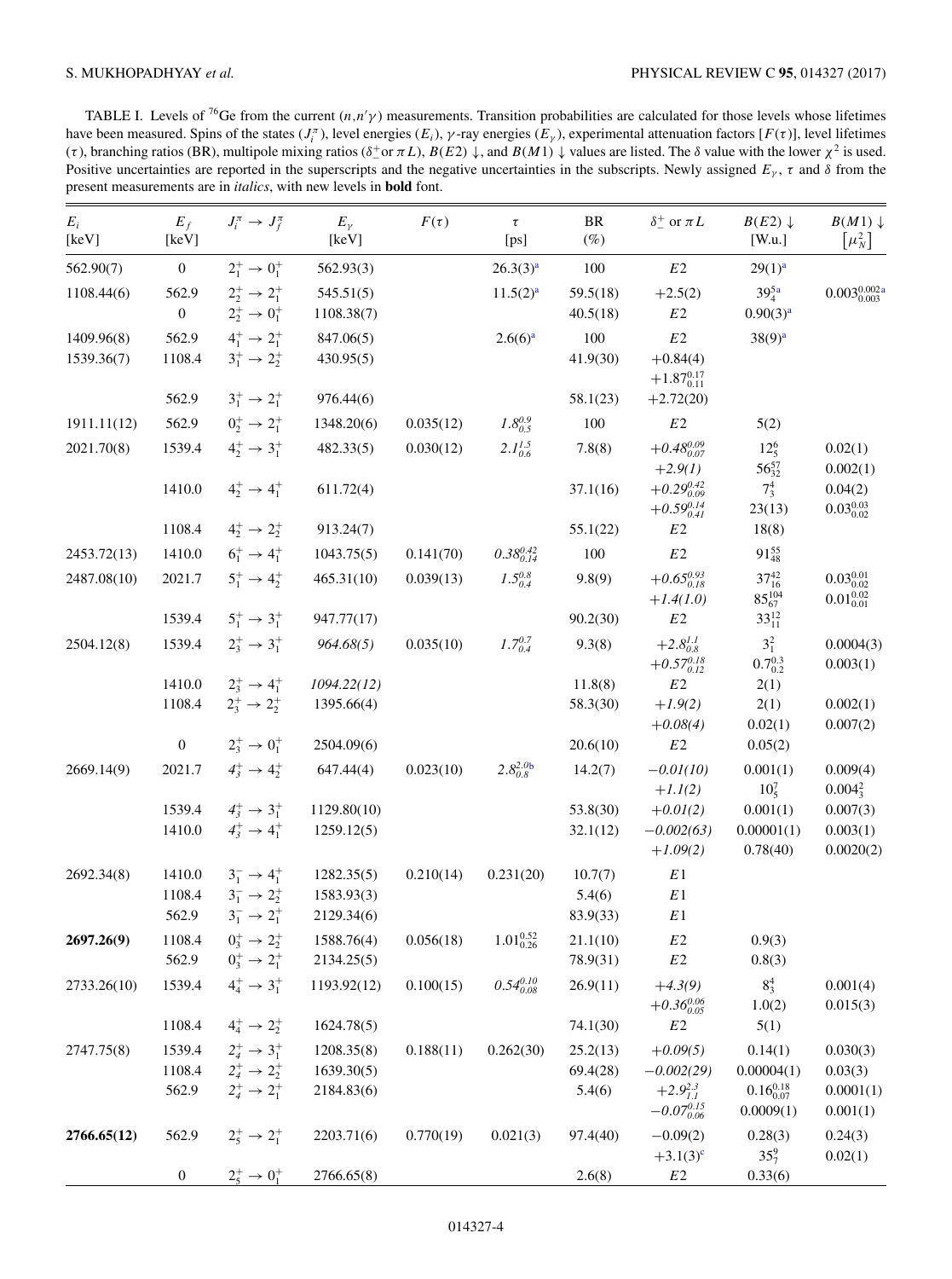TABLE I. Levels of $^{76}$Ge from the current $(n,n'\gamma)$ measurements. Transition probabilities are calculated for those levels whose lifetimes have been measured. Spins of the states ($J_i^\pi$), level energies ($E_i$), $\gamma$-ray energies ($E_\gamma$), experimental attenuation factors [$F(\tau)$], level lifetimes ($\tau$), branching ratios (BR), multipole mixing ratios ($\delta_-^+$ or $\pi L$), $B(E2)\downarrow$, and $B(M1)\downarrow$ values are listed. The $\delta$ value with the lower $\chi^2$ is used. Positive uncertainties are reported in the superscripts and the negative uncertainties in the subscripts. Newly assigned $E_\gamma$, $\tau$ and $\delta$ from the present measurements are in *italics*, with new levels in **bold** font.

| $E_i$ [keV] | $E_f$ [keV] | $J_i^\pi \to J_f^\pi$ | $E_\gamma$ [keV] | $F(\tau)$ | $\tau$ [ps] | BR (%) | $\delta_-^+$ or $\pi L$ | $B(E2)\downarrow$ [W.u.] | $B(M1)\downarrow$ $[\mu_N^2]$ |
|---|---|---|---|---|---|---|---|---|---|
| 562.90(7) | 0 | $2_1^+ \to 0_1^+$ | 562.93(3) | | 26.3(3)[a] | 100 | $E2$ | 29(1)[a] | |
| 1108.44(6) | 562.9 | $2_2^+ \to 2_1^+$ | 545.51(5) | | 11.5(2)[a] | 59.5(18) | +2.5(2) | $39_4^5$[a] | $0.003_{0.003}^{0.002}$[a] |
| | 0 | $2_2^+ \to 0_1^+$ | 1108.38(7) | | | 40.5(18) | $E2$ | 0.90(3)[a] | |
| 1409.96(8) | 562.9 | $4_1^+ \to 2_1^+$ | 847.06(5) | | 2.6(6)[a] | 100 | $E2$ | 38(9)[a] | |
| 1539.36(7) | 1108.4 | $3_1^+ \to 2_2^+$ | 430.95(5) | | | 41.9(30) | +0.84(4) | | |
| | | | | | | | $+1.87_{0.11}^{0.17}$ | | |
| | 562.9 | $3_1^+ \to 2_1^+$ | 976.44(6) | | | 58.1(23) | +2.72(20) | | |
| 1911.11(12) | 562.9 | $0_2^+ \to 2_1^+$ | 1348.20(6) | 0.035(12) | *$1.8_{0.5}^{0.9}$* | 100 | $E2$ | 5(2) | |
| 2021.70(8) | 1539.4 | $4_2^+ \to 3_1^+$ | 482.33(5) | 0.030(12) | *$2.1_{0.6}^{1.5}$* | 7.8(8) | *$+0.48_{0.07}^{0.09}$* | $12_5^6$ | 0.02(1) |
| | | | | | | | *+2.9(1)* | $56_{32}^{57}$ | 0.002(1) |
| | 1410.0 | $4_2^+ \to 4_1^+$ | 611.72(4) | | | 37.1(16) | *$+0.29_{0.09}^{0.42}$* | $7_3^4$ | 0.04(2) |
| | | | | | | | *$+0.59_{0.41}^{0.14}$* | 23(13) | $0.03_{0.02}^{0.03}$ |
| | 1108.4 | $4_2^+ \to 2_2^+$ | 913.24(7) | | | 55.1(22) | $E2$ | 18(8) | |
| 2453.72(13) | 1410.0 | $6_1^+ \to 4_1^+$ | 1043.75(5) | 0.141(70) | *$0.38_{0.14}^{0.42}$* | 100 | $E2$ | $91_{48}^{55}$ | |
| 2487.08(10) | 2021.7 | $5_1^+ \to 4_2^+$ | 465.31(10) | 0.039(13) | *$1.5_{0.4}^{0.8}$* | 9.8(9) | *$+0.65_{0.18}^{0.93}$* | $37_{16}^{42}$ | $0.03_{0.02}^{0.01}$ |
| | | | | | | | *+1.4(1.0)* | $85_{67}^{104}$ | $0.01_{0.01}^{0.02}$ |
| | 1539.4 | $5_1^+ \to 3_1^+$ | 947.77(17) | | | 90.2(30) | $E2$ | $33_{11}^{12}$ | |
| 2504.12(8) | 1539.4 | $2_3^+ \to 3_1^+$ | *964.68(5)* | 0.035(10) | *$1.7_{0.4}^{0.7}$* | 9.3(8) | *$+2.8_{0.8}^{1.1}$* | $3_1^2$ | 0.0004(3) |
| | | | | | | | *$+0.57_{0.12}^{0.18}$* | $0.7_{0.2}^{0.3}$ | 0.003(1) |
| | 1410.0 | $2_3^+ \to 4_1^+$ | *1094.22(12)* | | | 11.8(8) | $E2$ | 2(1) | |
| | 1108.4 | $2_3^+ \to 2_2^+$ | 1395.66(4) | | | 58.3(30) | *+1.9(2)* | 2(1) | 0.002(1) |
| | | | | | | | *+0.08(4)* | 0.02(1) | 0.007(2) |
| | 0 | $2_3^+ \to 0_1^+$ | 2504.09(6) | | | 20.6(10) | $E2$ | 0.05(2) | |
| 2669.14(9) | 2021.7 | *$4_3^+ \to 4_2^+$* | 647.44(4) | 0.023(10) | *$2.8_{0.8}^{2.0}$*[b] | 14.2(7) | *−0.01(10)* | 0.001(1) | 0.009(4) |
| | | | | | | | *+1.1(2)* | $10_5^7$ | $0.004_3^2$ |
| | 1539.4 | *$4_3^+ \to 3_1^+$* | 1129.80(10) | | | 53.8(30) | *+0.01(2)* | 0.001(1) | 0.007(3) |
| | 1410.0 | *$4_3^+ \to 4_1^+$* | 1259.12(5) | | | 32.1(12) | *−0.002(63)* | 0.00001(1) | 0.003(1) |
| | | | | | | | *+1.09(2)* | 0.78(40) | 0.0020(2) |
| 2692.34(8) | 1410.0 | $3_1^- \to 4_1^+$ | 1282.35(5) | 0.210(14) | 0.231(20) | 10.7(7) | $E1$ | | |
| | 1108.4 | $3_1^- \to 2_2^+$ | 1583.93(3) | | | 5.4(6) | $E1$ | | |
| | 562.9 | $3_1^- \to 2_1^+$ | 2129.34(6) | | | 83.9(33) | $E1$ | | |
| **2697.26(9)** | 1108.4 | $0_3^+ \to 2_2^+$ | 1588.76(4) | 0.056(18) | $1.01_{0.26}^{0.52}$ | 21.1(10) | $E2$ | 0.9(3) | |
| | 562.9 | $0_3^+ \to 2_1^+$ | 2134.25(5) | | | 78.9(31) | $E2$ | 0.8(3) | |
| 2733.26(10) | 1539.4 | $4_4^+ \to 3_1^+$ | 1193.92(12) | 0.100(15) | *$0.54_{0.08}^{0.10}$* | 26.9(11) | *+4.3(9)* | $8_3^4$ | 0.001(4) |
| | | | | | | | *$+0.36_{0.05}^{0.06}$* | 1.0(2) | 0.015(3) |
| | 1108.4 | $4_4^+ \to 2_2^+$ | 1624.78(5) | | | 74.1(30) | $E2$ | 5(1) | |
| 2747.75(8) | 1539.4 | $2_4^+ \to 3_1^+$ | 1208.35(8) | 0.188(11) | 0.262(30) | 25.2(13) | *+0.09(5)* | 0.14(1) | 0.030(3) |
| | 1108.4 | $2_4^+ \to 2_2^+$ | 1639.30(5) | | | 69.4(28) | *−0.002(29)* | 0.00004(1) | 0.03(3) |
| | 562.9 | $2_4^+ \to 2_1^+$ | 2184.83(6) | | | 5.4(6) | *$+2.9_{1.1}^{2.3}$* | $0.16_{0.07}^{0.18}$ | 0.0001(1) |
| | | | | | | | *$-0.07_{0.06}^{0.15}$* | 0.0009(1) | 0.001(1) |
| **2766.65(12)** | 562.9 | $2_5^+ \to 2_1^+$ | 2203.71(6) | 0.770(19) | 0.021(3) | 97.4(40) | −0.09(2) | 0.28(3) | 0.24(3) |
| | | | | | | | +3.1(3)[c] | $35_7^9$ | 0.02(1) |
| | 0 | $2_5^+ \to 0_1^+$ | 2766.65(8) | | | 2.6(8) | $E2$ | 0.33(6) | |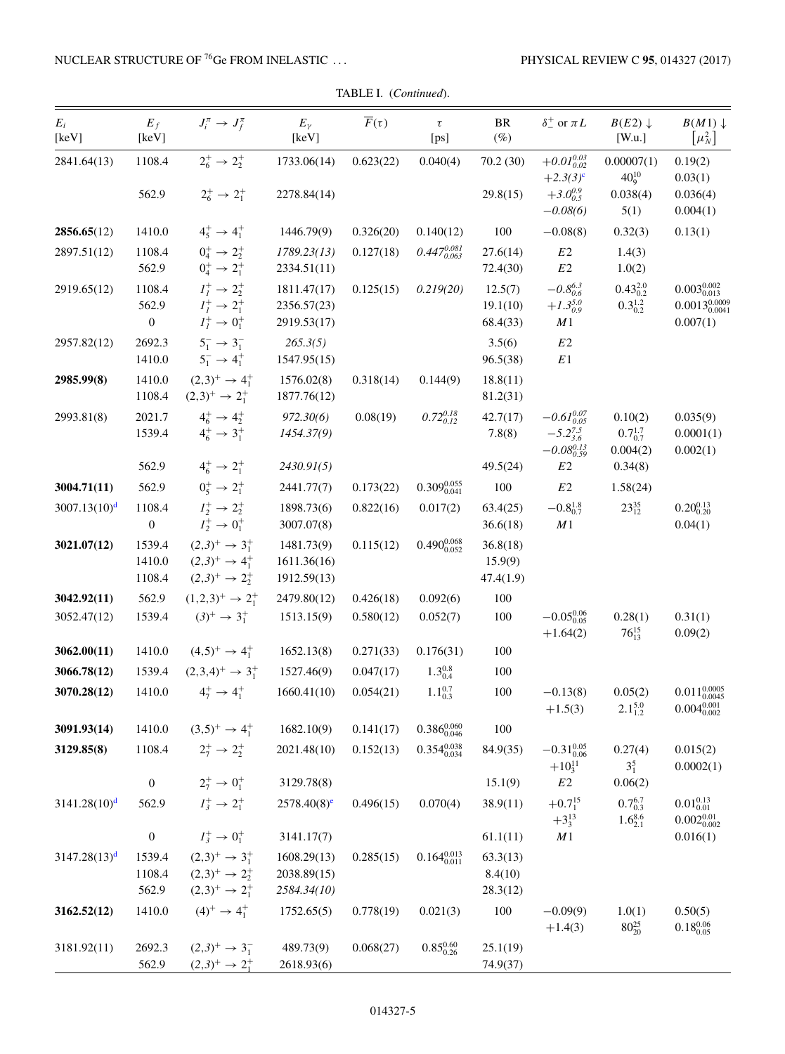TABLE I. (*Continued*).

| $E_i$ [keV] | $E_f$ [keV] | $J_i^\pi \rightarrow J_f^\pi$ | $E_\gamma$ [keV] | $\overline{F}(\tau)$ | $\tau$ [ps] | BR (%) | $\delta_-^+$ or $\pi L$ | $B(E2)\downarrow$ [W.u.] | $B(M1)\downarrow$ $[\mu_N^2]$ |
|---|---|---|---|---|---|---|---|---|---|
| 2841.64(13) | 1108.4 | $2_6^+ \rightarrow 2_2^+$ | 1733.06(14) | 0.623(22) | 0.040(4) | 70.2 (30) | $+0.01_{0.02}^{0.03}$ | 0.00007(1) | 0.19(2) |
| | | | | | | | $+2.3(3)$[c] | $40_9^{10}$ | 0.03(1) |
| | 562.9 | $2_6^+ \rightarrow 2_1^+$ | 2278.84(14) | | | 29.8(15) | $+3.0_{0.5}^{0.9}$ | 0.038(4) | 0.036(4) |
| | | | | | | | $-0.08(6)$ | 5(1) | 0.004(1) |
| **2856.65**(12) | 1410.0 | $4_5^+ \rightarrow 4_1^+$ | 1446.79(9) | 0.326(20) | 0.140(12) | 100 | $-0.08(8)$ | 0.32(3) | 0.13(1) |
| 2897.51(12) | 1108.4 | $0_4^+ \rightarrow 2_2^+$ | *1789.23(13)* | 0.127(18) | $0.447_{0.063}^{0.081}$ | 27.6(14) | $E2$ | 1.4(3) | |
| | 562.9 | $0_4^+ \rightarrow 2_1^+$ | 2334.51(11) | | | 72.4(30) | $E2$ | 1.0(2) | |
| 2919.65(12) | 1108.4 | $1_1^+ \rightarrow 2_2^+$ | 1811.47(17) | 0.125(15) | *0.219(20)* | 12.5(7) | $-0.8_{0.6}^{6.3}$ | $0.43_{0.2}^{2.0}$ | $0.003_{0.013}^{0.002}$ |
| | 562.9 | $1_1^+ \rightarrow 2_1^+$ | 2356.57(23) | | | 19.1(10) | $+1.3_{0.9}^{5.0}$ | $0.3_{0.2}^{1.2}$ | $0.0013_{0.0041}^{0.0009}$ |
| | 0 | $1_1^+ \rightarrow 0_1^+$ | 2919.53(17) | | | 68.4(33) | $M1$ | | 0.007(1) |
| 2957.82(12) | 2692.3 | $5_1^- \rightarrow 3_1^-$ | *265.3(5)* | | | 3.5(6) | $E2$ | | |
| | 1410.0 | $5_1^- \rightarrow 4_1^+$ | 1547.95(15) | | | 96.5(38) | $E1$ | | |
| **2985.99(8)** | 1410.0 | $(2,3)^+ \rightarrow 4_1^+$ | 1576.02(8) | 0.318(14) | 0.144(9) | 18.8(11) | | | |
| | 1108.4 | $(2,3)^+ \rightarrow 2_1^+$ | 1877.76(12) | | | 81.2(31) | | | |
| 2993.81(8) | 2021.7 | $4_6^+ \rightarrow 4_2^+$ | *972.30(6)* | 0.08(19) | $0.72_{0.12}^{0.18}$ | 42.7(17) | $-0.61_{0.05}^{0.07}$ | 0.10(2) | 0.035(9) |
| | 1539.4 | $4_6^+ \rightarrow 3_1^+$ | *1454.37(9)* | | | 7.8(8) | $-5.2_{3.6}^{7.5}$ | $0.7_{0.7}^{1.7}$ | 0.0001(1) |
| | | | | | | | $-0.08_{0.59}^{0.13}$ | 0.004(2) | 0.002(1) |
| | 562.9 | $4_6^+ \rightarrow 2_1^+$ | *2430.91(5)* | | | 49.5(24) | $E2$ | 0.34(8) | |
| **3004.71(11)** | 562.9 | $0_5^+ \rightarrow 2_1^+$ | 2441.77(7) | 0.173(22) | $0.309_{0.041}^{0.055}$ | 100 | $E2$ | 1.58(24) | |
| 3007.13(10)[d] | 1108.4 | $1_2^+ \rightarrow 2_2^+$ | 1898.73(6) | 0.822(16) | 0.017(2) | 63.4(25) | $-0.8_{0.7}^{1.8}$ | $23_{12}^{35}$ | $0.20_{0.20}^{0.13}$ |
| | 0 | $1_2^+ \rightarrow 0_1^+$ | 3007.07(8) | | | 36.6(18) | $M1$ | | 0.04(1) |
| **3021.07(12)** | 1539.4 | $(2,3)^+ \rightarrow 3_1^+$ | 1481.73(9) | 0.115(12) | $0.490_{0.052}^{0.068}$ | 36.8(18) | | | |
| | 1410.0 | $(2,3)^+ \rightarrow 4_1^+$ | 1611.36(16) | | | 15.9(9) | | | |
| | 1108.4 | $(2,3)^+ \rightarrow 2_2^+$ | 1912.59(13) | | | 47.4(1.9) | | | |
| **3042.92(11)** | 562.9 | $(1,2,3)^+ \rightarrow 2_1^+$ | 2479.80(12) | 0.426(18) | 0.092(6) | 100 | | | |
| 3052.47(12) | 1539.4 | $(3)^+ \rightarrow 3_1^+$ | 1513.15(9) | 0.580(12) | 0.052(7) | 100 | $-0.05_{0.05}^{0.06}$ | 0.28(1) | 0.31(1) |
| | | | | | | | $+1.64(2)$ | $76_{13}^{15}$ | 0.09(2) |
| **3062.00(11)** | 1410.0 | $(4,5)^+ \rightarrow 4_1^+$ | 1652.13(8) | 0.271(33) | 0.176(31) | 100 | | | |
| **3066.78(12)** | 1539.4 | $(2,3,4)^+ \rightarrow 3_1^+$ | 1527.46(9) | 0.047(17) | $1.3_{0.4}^{0.8}$ | 100 | | | |
| **3070.28(12)** | 1410.0 | $4_7^+ \rightarrow 4_1^+$ | 1660.41(10) | 0.054(21) | $1.1_{0.3}^{0.7}$ | 100 | $-0.13(8)$ | 0.05(2) | $0.011_{0.0045}^{0.0005}$ |
| | | | | | | | $+1.5(3)$ | $2.1_{1.2}^{5.0}$ | $0.004_{0.002}^{0.001}$ |
| **3091.93(14)** | 1410.0 | $(3,5)^+ \rightarrow 4_1^+$ | 1682.10(9) | 0.141(17) | $0.386_{0.046}^{0.060}$ | 100 | | | |
| **3129.85(8)** | 1108.4 | $2_7^+ \rightarrow 2_2^+$ | 2021.48(10) | 0.152(13) | $0.354_{0.034}^{0.038}$ | 84.9(35) | $-0.31_{0.06}^{0.05}$ | 0.27(4) | 0.015(2) |
| | | | | | | | $+10_3^{11}$ | $3_1^5$ | 0.0002(1) |
| | 0 | $2_7^+ \rightarrow 0_1^+$ | 3129.78(8) | | | 15.1(9) | $E2$ | 0.06(2) | |
| 3141.28(10)[d] | 562.9 | $1_3^+ \rightarrow 2_1^+$ | 2578.40(8)[e] | 0.496(15) | 0.070(4) | 38.9(11) | $+0.7_1^{15}$ | $0.7_{0.3}^{6.7}$ | $0.01_{0.01}^{0.13}$ |
| | | | | | | | $+3_3^{13}$ | $1.6_{2.1}^{8.6}$ | $0.002_{0.002}^{0.01}$ |
| | 0 | $1_3^+ \rightarrow 0_1^+$ | 3141.17(7) | | | 61.1(11) | $M1$ | | 0.016(1) |
| 3147.28(13)[d] | 1539.4 | $(2,3)^+ \rightarrow 3_1^+$ | 1608.29(13) | 0.285(15) | $0.164_{0.011}^{0.013}$ | 63.3(13) | | | |
| | 1108.4 | $(2,3)^+ \rightarrow 2_2^+$ | 2038.89(15) | | | 8.4(10) | | | |
| | 562.9 | $(2,3)^+ \rightarrow 2_1^+$ | *2584.34(10)* | | | 28.3(12) | | | |
| **3162.52(12)** | 1410.0 | $(4)^+ \rightarrow 4_1^+$ | 1752.65(5) | 0.778(19) | 0.021(3) | 100 | $-0.09(9)$ | 1.0(1) | 0.50(5) |
| | | | | | | | $+1.4(3)$ | $80_{20}^{25}$ | $0.18_{0.05}^{0.06}$ |
| 3181.92(11) | 2692.3 | $(2,3)^+ \rightarrow 3_1^-$ | 489.73(9) | 0.068(27) | $0.85_{0.26}^{0.60}$ | 25.1(19) | | | |
| | 562.9 | $(2,3)^+ \rightarrow 2_1^+$ | 2618.93(6) | | | 74.9(37) | | | |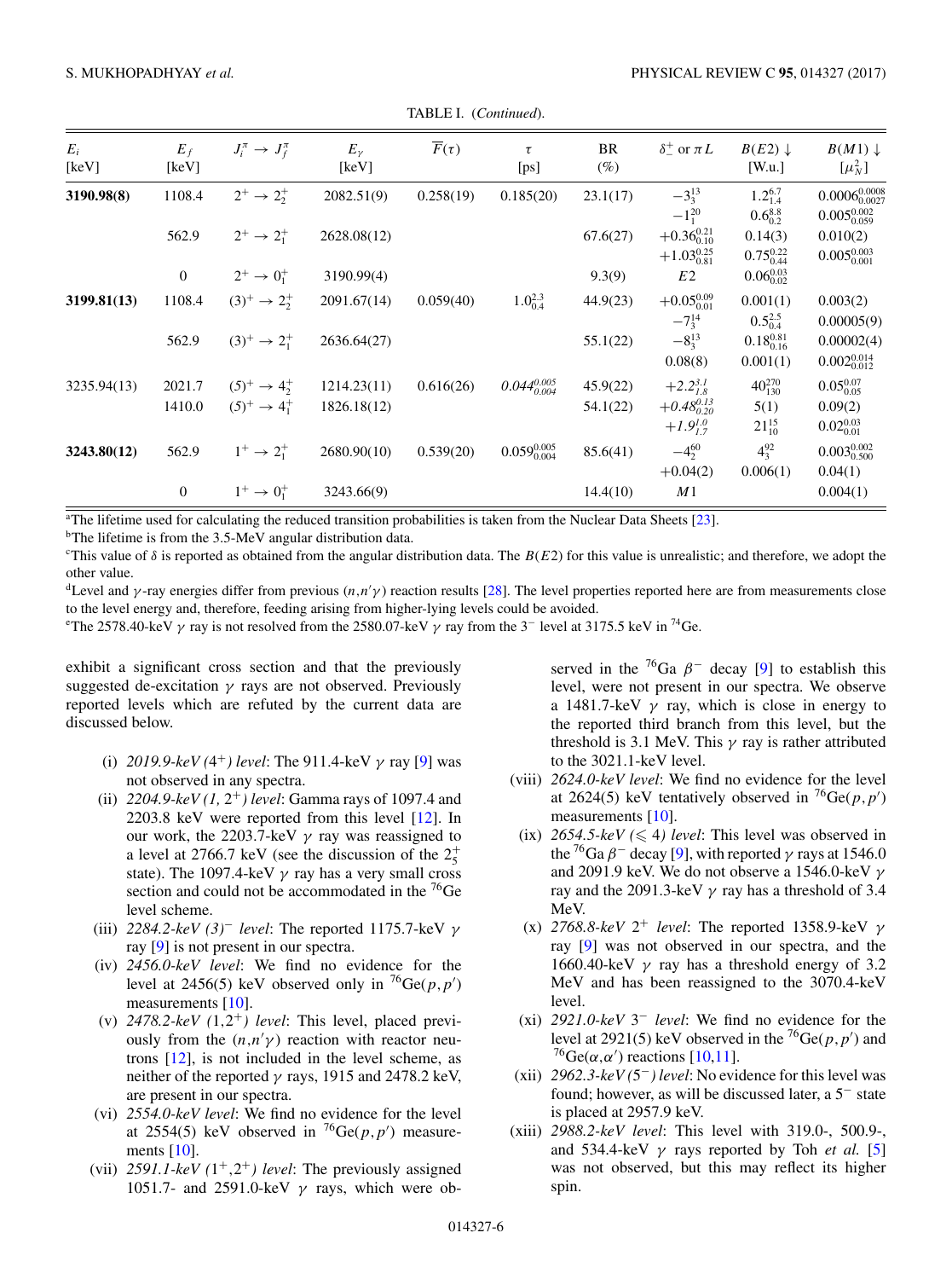TABLE I. (*Continued*).

| $E_i$ [keV] | $E_f$ [keV] | $J_i^\pi \to J_f^\pi$ | $E_\gamma$ [keV] | $\overline{F}(\tau)$ | $\tau$ [ps] | BR (%) | $\delta_-^+$ or $\pi L$ | $B(E2)\downarrow$ [W.u.] | $B(M1)\downarrow$ [$\mu_N^2$] |
|---|---|---|---|---|---|---|---|---|---|
| **3190.98(8)** | 1108.4 | $2^+ \to 2_2^+$ | 2082.51(9) | 0.258(19) | 0.185(20) | 23.1(17) | $-3_3^{13}$ | $1.2_{1.4}^{6.7}$ | $0.0006_{0.0027}^{0.0008}$ |
| | | | | | | | $-1_1^{20}$ | $0.6_{0.2}^{8.8}$ | $0.005_{0.059}^{0.002}$ |
| | 562.9 | $2^+ \to 2_1^+$ | 2628.08(12) | | | 67.6(27) | $+0.36_{0.10}^{0.21}$ | 0.14(3) | 0.010(2) |
| | | | | | | | $+1.03_{0.81}^{0.25}$ | $0.75_{0.44}^{0.22}$ | $0.005_{0.001}^{0.003}$ |
| | 0 | $2^+ \to 0_1^+$ | 3190.99(4) | | | 9.3(9) | $E2$ | $0.06_{0.02}^{0.03}$ | |
| **3199.81(13)** | 1108.4 | $(3)^+ \to 2_2^+$ | 2091.67(14) | 0.059(40) | $1.0_{0.4}^{2.3}$ | 44.9(23) | $+0.05_{0.01}^{0.09}$ | 0.001(1) | 0.003(2) |
| | | | | | | | $-7_3^{14}$ | $0.5_{0.4}^{2.5}$ | 0.00005(9) |
| | 562.9 | $(3)^+ \to 2_1^+$ | 2636.64(27) | | | 55.1(22) | $-8_3^{13}$ | $0.18_{0.16}^{0.81}$ | 0.00002(4) |
| | | | | | | | 0.08(8) | 0.001(1) | $0.002_{0.012}^{0.014}$ |
| 3235.94(13) | 2021.7 | $(5)^+ \to 4_2^+$ | 1214.23(11) | 0.616(26) | *$0.044_{0.004}^{0.005}$* | 45.9(22) | *$+2.2_{1.8}^{3.1}$* | $40_{130}^{270}$ | $0.05_{0.05}^{0.07}$ |
| | 1410.0 | $(5)^+ \to 4_1^+$ | 1826.18(12) | | | 54.1(22) | *$+0.48_{0.20}^{0.13}$* | 5(1) | 0.09(2) |
| | | | | | | | *$+1.9_{1.7}^{1.0}$* | $21_{10}^{15}$ | $0.02_{0.01}^{0.03}$ |
| **3243.80(12)** | 562.9 | $1^+ \to 2_1^+$ | 2680.90(10) | 0.539(20) | $0.059_{0.004}^{0.005}$ | 85.6(41) | $-4_2^{60}$ | $4_3^{92}$ | $0.003_{0.500}^{0.002}$ |
| | | | | | | | +0.04(2) | 0.006(1) | 0.04(1) |
| | 0 | $1^+ \to 0_1^+$ | 3243.66(9) | | | 14.4(10) | $M1$ | | 0.004(1) |

[a]The lifetime used for calculating the reduced transition probabilities is taken from the Nuclear Data Sheets [23].
[b]The lifetime is from the 3.5-MeV angular distribution data.
[c]This value of $\delta$ is reported as obtained from the angular distribution data. The $B(E2)$ for this value is unrealistic; and therefore, we adopt the other value.
[d]Level and $\gamma$-ray energies differ from previous $(n,n'\gamma)$ reaction results [28]. The level properties reported here are from measurements close to the level energy and, therefore, feeding arising from higher-lying levels could be avoided.
[e]The 2578.40-keV $\gamma$ ray is not resolved from the 2580.07-keV $\gamma$ ray from the $3^-$ level at 3175.5 keV in $^{74}$Ge.

exhibit a significant cross section and that the previously suggested de-excitation $\gamma$ rays are not observed. Previously reported levels which are refuted by the current data are discussed below.

(i) *2019.9-keV ($4^+$) level*: The 911.4-keV $\gamma$ ray [9] was not observed in any spectra.
(ii) *2204.9-keV (1, $2^+$) level*: Gamma rays of 1097.4 and 2203.8 keV were reported from this level [12]. In our work, the 2203.7-keV $\gamma$ ray was reassigned to a level at 2766.7 keV (see the discussion of the $2_5^+$ state). The 1097.4-keV $\gamma$ ray has a very small cross section and could not be accommodated in the $^{76}$Ge level scheme.
(iii) *2284.2-keV $(3)^-$ level*: The reported 1175.7-keV $\gamma$ ray [9] is not present in our spectra.
(iv) *2456.0-keV level*: We find no evidence for the level at 2456(5) keV observed only in $^{76}$Ge$(p,p')$ measurements [10].
(v) *2478.2-keV (1,$2^+$) level*: This level, placed previously from the $(n,n'\gamma)$ reaction with reactor neutrons [12], is not included in the level scheme, as neither of the reported $\gamma$ rays, 1915 and 2478.2 keV, are present in our spectra.
(vi) *2554.0-keV level*: We find no evidence for the level at 2554(5) keV observed in $^{76}$Ge$(p,p')$ measurements [10].
(vii) *2591.1-keV ($1^+$,$2^+$) level*: The previously assigned 1051.7- and 2591.0-keV $\gamma$ rays, which were observed in the $^{76}$Ga $\beta^-$ decay [9] to establish this level, were not present in our spectra. We observe a 1481.7-keV $\gamma$ ray, which is close in energy to the reported third branch from this level, but the threshold is 3.1 MeV. This $\gamma$ ray is rather attributed to the 3021.1-keV level.
(viii) *2624.0-keV level*: We find no evidence for the level at 2624(5) keV tentatively observed in $^{76}$Ge$(p,p')$ measurements [10].
(ix) *2654.5-keV ($\leqslant 4$) level*: This level was observed in the $^{76}$Ga $\beta^-$ decay [9], with reported $\gamma$ rays at 1546.0 and 2091.9 keV. We do not observe a 1546.0-keV $\gamma$ ray and the 2091.3-keV $\gamma$ ray has a threshold of 3.4 MeV.
(x) *2768.8-keV $2^+$ level*: The reported 1358.9-keV $\gamma$ ray [9] was not observed in our spectra, and the 1660.40-keV $\gamma$ ray has a threshold energy of 3.2 MeV and has been reassigned to the 3070.4-keV level.
(xi) *2921.0-keV $3^-$ level*: We find no evidence for the level at 2921(5) keV observed in the $^{76}$Ge$(p,p')$ and $^{76}$Ge$(\alpha,\alpha')$ reactions [10,11].
(xii) *2962.3-keV ($5^-$) level*: No evidence for this level was found; however, as will be discussed later, a $5^-$ state is placed at 2957.9 keV.
(xiii) *2988.2-keV level*: This level with 319.0-, 500.9-, and 534.4-keV $\gamma$ rays reported by Toh *et al.* [5] was not observed, but this may reflect its higher spin.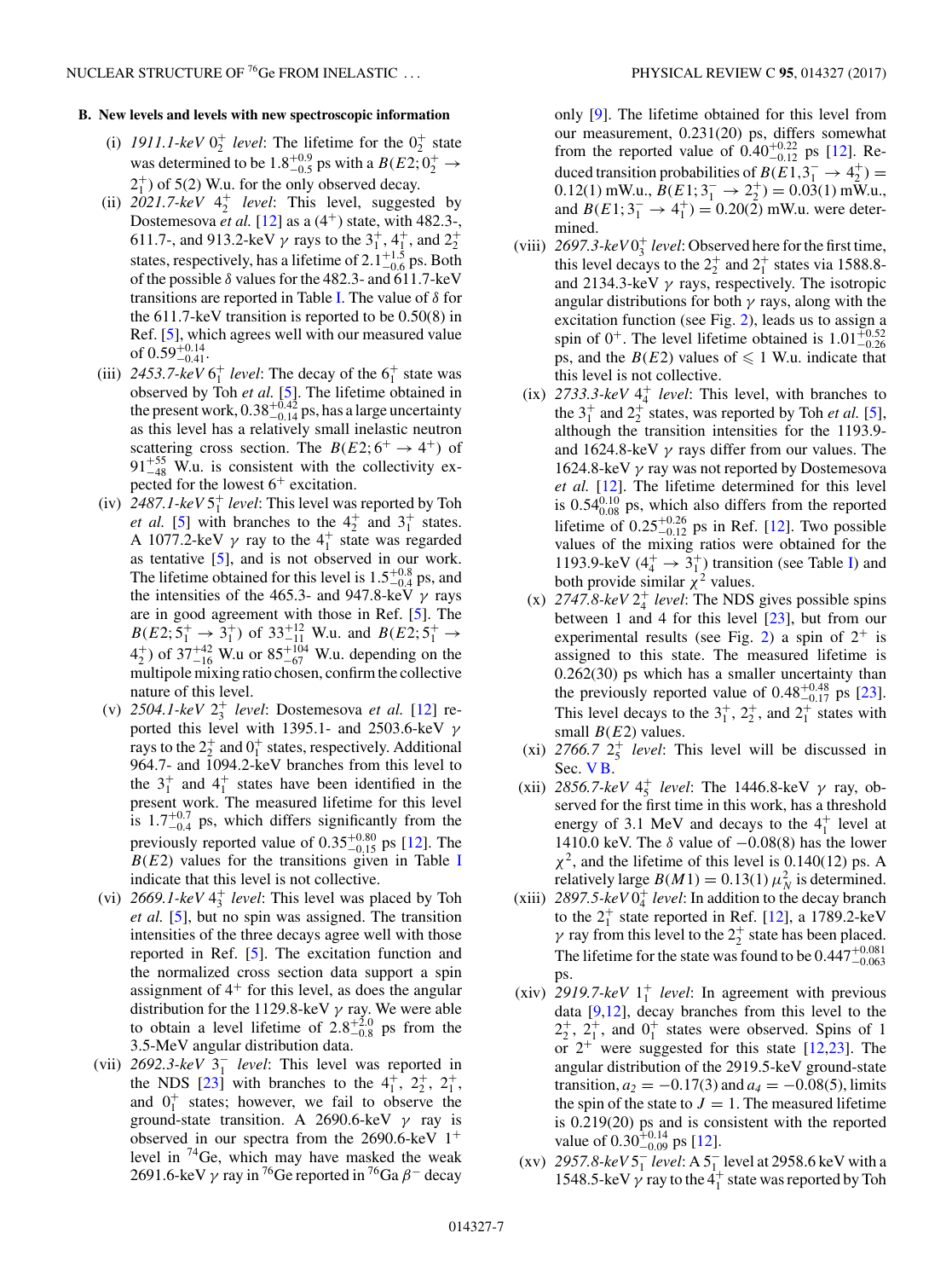### B. New levels and levels with new spectroscopic information

(i) *1911.1-keV $0_2^+$ level*: The lifetime for the $0_2^+$ state was determined to be $1.8^{+0.9}_{-0.5}$ ps with a $B(E2; 0_2^+ \rightarrow 2_1^+)$ of 5(2) W.u. for the only observed decay.

(ii) *2021.7-keV $4_2^+$ level*: This level, suggested by Dostemesova *et al.* [12] as a ($4^+$) state, with 482.3-, 611.7-, and 913.2-keV $\gamma$ rays to the $3_1^+$, $4_1^+$, and $2_2^+$ states, respectively, has a lifetime of $2.1^{+1.5}_{-0.6}$ ps. Both of the possible $\delta$ values for the 482.3- and 611.7-keV transitions are reported in Table I. The value of $\delta$ for the 611.7-keV transition is reported to be 0.50(8) in Ref. [5], which agrees well with our measured value of $0.59^{+0.14}_{-0.41}$.

(iii) *2453.7-keV $6_1^+$ level*: The decay of the $6_1^+$ state was observed by Toh *et al.* [5]. The lifetime obtained in the present work, $0.38^{+0.42}_{-0.14}$ ps, has a large uncertainty as this level has a relatively small inelastic neutron scattering cross section. The $B(E2; 6^+ \rightarrow 4^+)$ of $91^{+55}_{-48}$ W.u. is consistent with the collectivity expected for the lowest $6^+$ excitation.

(iv) *2487.1-keV $5_1^+$ level*: This level was reported by Toh *et al.* [5] with branches to the $4_2^+$ and $3_1^+$ states. A 1077.2-keV $\gamma$ ray to the $4_1^+$ state was regarded as tentative [5], and is not observed in our work. The lifetime obtained for this level is $1.5^{+0.8}_{-0.4}$ ps, and the intensities of the 465.3- and 947.8-keV $\gamma$ rays are in good agreement with those in Ref. [5]. The $B(E2; 5_1^+ \rightarrow 3_1^+)$ of $33^{+12}_{-11}$ W.u. and $B(E2; 5_1^+ \rightarrow 4_2^+)$ of $37^{+42}_{-16}$ W.u or $85^{+104}_{-67}$ W.u. depending on the multipole mixing ratio chosen, confirm the collective nature of this level.

(v) *2504.1-keV $2_3^+$ level*: Dostemesova *et al.* [12] reported this level with 1395.1- and 2503.6-keV $\gamma$ rays to the $2_2^+$ and $0_1^+$ states, respectively. Additional 964.7- and 1094.2-keV branches from this level to the $3_1^+$ and $4_1^+$ states have been identified in the present work. The measured lifetime for this level is $1.7^{+0.7}_{-0.4}$ ps, which differs significantly from the previously reported value of $0.35^{+0.80}_{-0.15}$ ps [12]. The $B(E2)$ values for the transitions given in Table I indicate that this level is not collective.

(vi) *2669.1-keV $4_3^+$ level*: This level was placed by Toh *et al.* [5], but no spin was assigned. The transition intensities of the three decays agree well with those reported in Ref. [5]. The excitation function and the normalized cross section data support a spin assignment of $4^+$ for this level, as does the angular distribution for the 1129.8-keV $\gamma$ ray. We were able to obtain a level lifetime of $2.8^{+2.0}_{-0.8}$ ps from the 3.5-MeV angular distribution data.

(vii) *2692.3-keV $3_1^-$ level*: This level was reported in the NDS [23] with branches to the $4_1^+$, $2_2^+$, $2_1^+$, and $0_1^+$ states; however, we fail to observe the ground-state transition. A 2690.6-keV $\gamma$ ray is observed in our spectra from the 2690.6-keV $1^+$ level in $^{74}$Ge, which may have masked the weak 2691.6-keV $\gamma$ ray in $^{76}$Ge reported in $^{76}$Ga $\beta^-$ decay only [9]. The lifetime obtained for this level from our measurement, 0.231(20) ps, differs somewhat from the reported value of $0.40^{+0.22}_{-0.12}$ ps [12]. Reduced transition probabilities of $B(E1, 3_1^- \rightarrow 4_2^+) = 0.12(1)$ mW.u., $B(E1; 3_1^- \rightarrow 2_2^+) = 0.03(1)$ mW.u., and $B(E1; 3_1^- \rightarrow 4_1^+) = 0.20(2)$ mW.u. were determined.

(viii) *2697.3-keV $0_3^+$ level*: Observed here for the first time, this level decays to the $2_2^+$ and $2_1^+$ states via 1588.8- and 2134.3-keV $\gamma$ rays, respectively. The isotropic angular distributions for both $\gamma$ rays, along with the excitation function (see Fig. 2), leads us to assign a spin of $0^+$. The level lifetime obtained is $1.01^{+0.52}_{-0.26}$ ps, and the $B(E2)$ values of $\leqslant 1$ W.u. indicate that this level is not collective.

(ix) *2733.3-keV $4_4^+$ level*: This level, with branches to the $3_1^+$ and $2_2^+$ states, was reported by Toh *et al.* [5], although the transition intensities for the 1193.9- and 1624.8-keV $\gamma$ rays differ from our values. The 1624.8-keV $\gamma$ ray was not reported by Dostemesova *et al.* [12]. The lifetime determined for this level is $0.54^{0.10}_{0.08}$ ps, which also differs from the reported lifetime of $0.25^{+0.26}_{-0.12}$ ps in Ref. [12]. Two possible values of the mixing ratios were obtained for the 1193.9-keV ($4_4^+ \rightarrow 3_1^+$) transition (see Table I) and both provide similar $\chi^2$ values.

(x) *2747.8-keV $2_4^+$ level*: The NDS gives possible spins between 1 and 4 for this level [23], but from our experimental results (see Fig. 2) a spin of $2^+$ is assigned to this state. The measured lifetime is 0.262(30) ps which has a smaller uncertainty than the previously reported value of $0.48^{+0.48}_{-0.17}$ ps [23]. This level decays to the $3_1^+$, $2_2^+$, and $2_1^+$ states with small $B(E2)$ values.

(xi) *2766.7 $2_5^+$ level*: This level will be discussed in Sec. V B.

(xii) *2856.7-keV $4_5^+$ level*: The 1446.8-keV $\gamma$ ray, observed for the first time in this work, has a threshold energy of 3.1 MeV and decays to the $4_1^+$ level at 1410.0 keV. The $\delta$ value of $-0.08(8)$ has the lower $\chi^2$, and the lifetime of this level is 0.140(12) ps. A relatively large $B(M1) = 0.13(1)\ \mu_N^2$ is determined.

(xiii) *2897.5-keV $0_4^+$ level*: In addition to the decay branch to the $2_1^+$ state reported in Ref. [12], a 1789.2-keV $\gamma$ ray from this level to the $2_2^+$ state has been placed. The lifetime for the state was found to be $0.447^{+0.081}_{-0.063}$ ps.

(xiv) *2919.7-keV $1_1^+$ level*: In agreement with previous data [9,12], decay branches from this level to the $2_2^+$, $2_1^+$, and $0_1^+$ states were observed. Spins of 1 or $2^+$ were suggested for this state [12,23]. The angular distribution of the 2919.5-keV ground-state transition, $a_2 = -0.17(3)$ and $a_4 = -0.08(5)$, limits the spin of the state to $J = 1$. The measured lifetime is 0.219(20) ps and is consistent with the reported value of $0.30^{+0.14}_{-0.09}$ ps [12].

(xv) *2957.8-keV $5_1^-$ level*: A $5_1^-$ level at 2958.6 keV with a 1548.5-keV $\gamma$ ray to the $4_1^+$ state was reported by Toh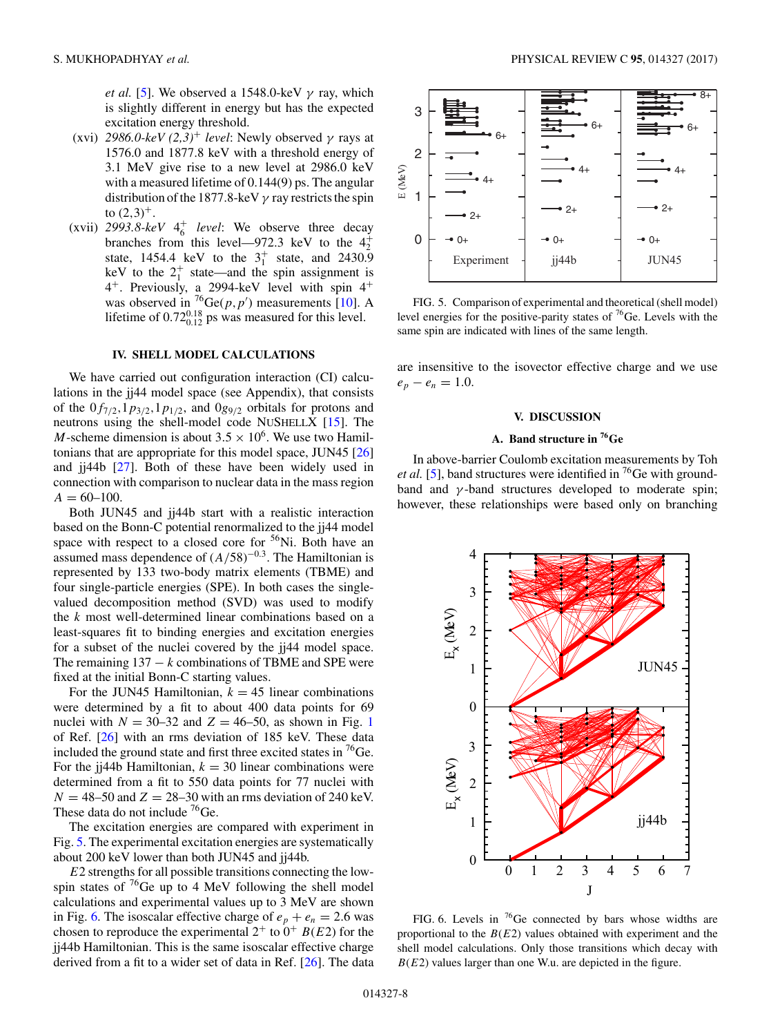*et al.* [5]. We observed a 1548.0-keV $\gamma$ ray, which is slightly different in energy but has the expected excitation energy threshold.

(xvi) *2986.0-keV (2,3)$^+$ level*: Newly observed $\gamma$ rays at 1576.0 and 1877.8 keV with a threshold energy of 3.1 MeV give rise to a new level at 2986.0 keV with a measured lifetime of 0.144(9) ps. The angular distribution of the 1877.8-keV $\gamma$ ray restricts the spin to $(2,3)^+$.

(xvii) *2993.8-keV $4_6^+$ level*: We observe three decay branches from this level—972.3 keV to the $4_2^+$ state, 1454.4 keV to the $3_1^+$ state, and 2430.9 keV to the $2_1^+$ state—and the spin assignment is $4^+$. Previously, a 2994-keV level with spin $4^+$ was observed in $^{76}$Ge$(p,p')$ measurements [10]. A lifetime of $0.72_{0.12}^{0.18}$ ps was measured for this level.

## IV. SHELL MODEL CALCULATIONS

We have carried out configuration interaction (CI) calculations in the jj44 model space (see Appendix), that consists of the $0f_{7/2}$,$1p_{3/2}$,$1p_{1/2}$, and $0g_{9/2}$ orbitals for protons and neutrons using the shell-model code NuShellX [15]. The $M$-scheme dimension is about $3.5 \times 10^6$. We use two Hamiltonians that are appropriate for this model space, JUN45 [26] and jj44b [27]. Both of these have been widely used in connection with comparison to nuclear data in the mass region $A = 60$–100.

Both JUN45 and jj44b start with a realistic interaction based on the Bonn-C potential renormalized to the jj44 model space with respect to a closed core for $^{56}$Ni. Both have an assumed mass dependence of $(A/58)^{-0.3}$. The Hamiltonian is represented by 133 two-body matrix elements (TBME) and four single-particle energies (SPE). In both cases the single-valued decomposition method (SVD) was used to modify the $k$ most well-determined linear combinations based on a least-squares fit to binding energies and excitation energies for a subset of the nuclei covered by the jj44 model space. The remaining $137 - k$ combinations of TBME and SPE were fixed at the initial Bonn-C starting values.

For the JUN45 Hamiltonian, $k = 45$ linear combinations were determined by a fit to about 400 data points for 69 nuclei with $N = 30$–32 and $Z = 46$–50, as shown in Fig. 1 of Ref. [26] with an rms deviation of 185 keV. These data included the ground state and first three excited states in $^{76}$Ge. For the jj44b Hamiltonian, $k = 30$ linear combinations were determined from a fit to 550 data points for 77 nuclei with $N = 48$–50 and $Z = 28$–30 with an rms deviation of 240 keV. These data do not include $^{76}$Ge.

The excitation energies are compared with experiment in Fig. 5. The experimental excitation energies are systematically about 200 keV lower than both JUN45 and jj44b.

$E2$ strengths for all possible transitions connecting the low-spin states of $^{76}$Ge up to 4 MeV following the shell model calculations and experimental values up to 3 MeV are shown in Fig. 6. The isoscalar effective charge of $e_p + e_n = 2.6$ was chosen to reproduce the experimental $2^+$ to $0^+$ $B(E2)$ for the jj44b Hamiltonian. This is the same isoscalar effective charge derived from a fit to a wider set of data in Ref. [26]. The data are insensitive to the isovector effective charge and we use $e_p - e_n = 1.0$.

FIG. 5. Comparison of experimental and theoretical (shell model) level energies for the positive-parity states of $^{76}$Ge. Levels with the same spin are indicated with lines of the same length.

## V. DISCUSSION

### A. Band structure in $^{76}$Ge

In above-barrier Coulomb excitation measurements by Toh *et al.* [5], band structures were identified in $^{76}$Ge with ground-band and $\gamma$-band structures developed to moderate spin; however, these relationships were based only on branching

FIG. 6. Levels in $^{76}$Ge connected by bars whose widths are proportional to the $B(E2)$ values obtained with experiment and the shell model calculations. Only those transitions which decay with $B(E2)$ values larger than one W.u. are depicted in the figure.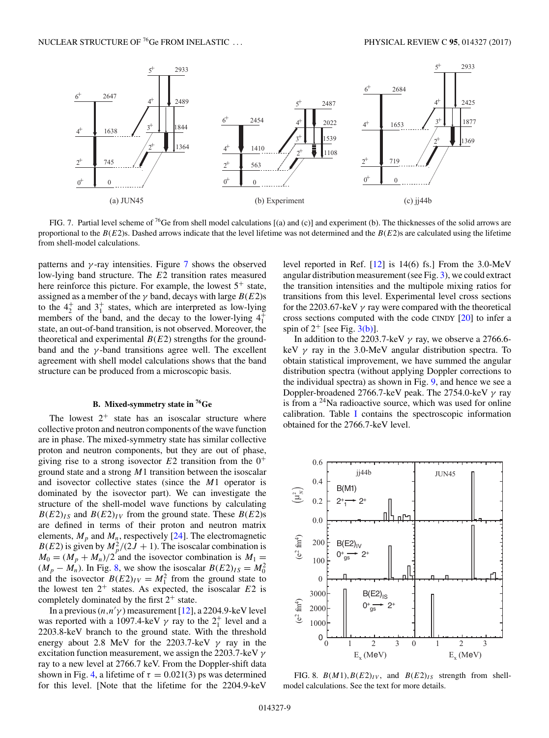FIG. 7. Partial level scheme of $^{76}$Ge from shell model calculations [(a) and (c)] and experiment (b). The thicknesses of the solid arrows are proportional to the $B(E2)$s. Dashed arrows indicate that the level lifetime was not determined and the $B(E2)$s are calculated using the lifetime from shell-model calculations.

patterns and $\gamma$-ray intensities. Figure 7 shows the observed low-lying band structure. The $E2$ transition rates measured here reinforce this picture. For example, the lowest $5^+$ state, assigned as a member of the $\gamma$ band, decays with large $B(E2)$s to the $4_2^+$ and $3_1^+$ states, which are interpreted as low-lying members of the band, and the decay to the lower-lying $4_1^+$ state, an out-of-band transition, is not observed. Moreover, the theoretical and experimental $B(E2)$ strengths for the ground-band and the $\gamma$-band transitions agree well. The excellent agreement with shell model calculations shows that the band structure can be produced from a microscopic basis.

### B. Mixed-symmetry state in $^{76}$Ge

The lowest $2^+$ state has an isoscalar structure where collective proton and neutron components of the wave function are in phase. The mixed-symmetry state has similar collective proton and neutron components, but they are out of phase, giving rise to a strong isovector $E2$ transition from the $0^+$ ground state and a strong $M1$ transition between the isoscalar and isovector collective states (since the $M1$ operator is dominated by the isovector part). We can investigate the structure of the shell-model wave functions by calculating $B(E2)_{IS}$ and $B(E2)_{IV}$ from the ground state. These $B(E2)$s are defined in terms of their proton and neutron matrix elements, $M_p$ and $M_n$, respectively [24]. The electromagnetic $B(E2)$ is given by $M_p^2/(2J+1)$. The isoscalar combination is $M_0 = (M_p + M_n)/2$ and the isovector combination is $M_1 = (M_p - M_n)$. In Fig. 8, we show the isoscalar $B(E2)_{IS} = M_0^2$ and the isovector $B(E2)_{IV} = M_1^2$ from the ground state to the lowest ten $2^+$ states. As expected, the isoscalar $E2$ is completely dominated by the first $2^+$ state.

In a previous $(n,n'\gamma)$ measurement [12], a 2204.9-keV level was reported with a 1097.4-keV $\gamma$ ray to the $2_1^+$ level and a 2203.8-keV branch to the ground state. With the threshold energy about 2.8 MeV for the 2203.7-keV $\gamma$ ray in the excitation function measurement, we assign the 2203.7-keV $\gamma$ ray to a new level at 2766.7 keV. From the Doppler-shift data shown in Fig. 4, a lifetime of $\tau = 0.021(3)$ ps was determined for this level. [Note that the lifetime for the 2204.9-keV level reported in Ref. [12] is 14(6) fs.] From the 3.0-MeV angular distribution measurement (see Fig. 3), we could extract the transition intensities and the multipole mixing ratios for transitions from this level. Experimental level cross sections for the 2203.67-keV $\gamma$ ray were compared with the theoretical cross sections computed with the code CINDY [20] to infer a spin of $2^+$ [see Fig. 3(b)].

In addition to the 2203.7-keV $\gamma$ ray, we observe a 2766.6-keV $\gamma$ ray in the 3.0-MeV angular distribution spectra. To obtain statistical improvement, we have summed the angular distribution spectra (without applying Doppler corrections to the individual spectra) as shown in Fig. 9, and hence we see a Doppler-broadened 2766.7-keV peak. The 2754.0-keV $\gamma$ ray is from a $^{24}$Na radioactive source, which was used for online calibration. Table I contains the spectroscopic information obtained for the 2766.7-keV level.

FIG. 8. $B(M1), B(E2)_{IV}$, and $B(E2)_{IS}$ strength from shell-model calculations. See the text for more details.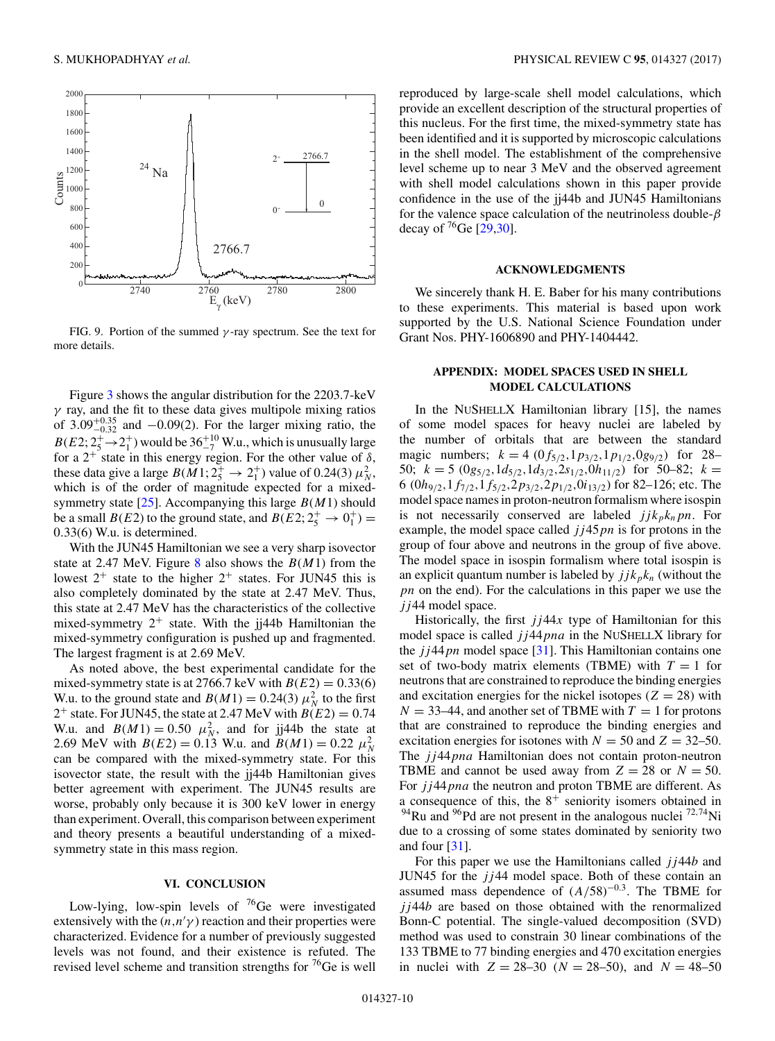FIG. 9. Portion of the summed $\gamma$-ray spectrum. See the text for more details.

Figure 3 shows the angular distribution for the 2203.7-keV $\gamma$ ray, and the fit to these data gives multipole mixing ratios of $3.09^{+0.35}_{-0.32}$ and $-0.09(2)$. For the larger mixing ratio, the $B(E2; 2^+_5 \rightarrow 2^+_1)$ would be $36^{+10}_{-7}$ W.u., which is unusually large for a $2^+$ state in this energy region. For the other value of $\delta$, these data give a large $B(M1; 2^+_5 \rightarrow 2^+_1)$ value of 0.24(3) $\mu_N^2$, which is of the order of magnitude expected for a mixed-symmetry state [25]. Accompanying this large $B(M1)$ should be a small $B(E2)$ to the ground state, and $B(E2; 2^+_5 \rightarrow 0^+_1) =$ 0.33(6) W.u. is determined.

With the JUN45 Hamiltonian we see a very sharp isovector state at 2.47 MeV. Figure 8 also shows the $B(M1)$ from the lowest $2^+$ state to the higher $2^+$ states. For JUN45 this is also completely dominated by the state at 2.47 MeV. Thus, this state at 2.47 MeV has the characteristics of the collective mixed-symmetry $2^+$ state. With the jj44b Hamiltonian the mixed-symmetry configuration is pushed up and fragmented. The largest fragment is at 2.69 MeV.

As noted above, the best experimental candidate for the mixed-symmetry state is at 2766.7 keV with $B(E2) = 0.33(6)$ W.u. to the ground state and $B(M1) = 0.24(3)$ $\mu_N^2$ to the first $2^+$ state. For JUN45, the state at 2.47 MeV with $B(E2) = 0.74$ W.u. and $B(M1) = 0.50$ $\mu_N^2$, and for jj44b the state at 2.69 MeV with $B(E2) = 0.13$ W.u. and $B(M1) = 0.22$ $\mu_N^2$ can be compared with the mixed-symmetry state. For this isovector state, the result with the jj44b Hamiltonian gives better agreement with experiment. The JUN45 results are worse, probably only because it is 300 keV lower in energy than experiment. Overall, this comparison between experiment and theory presents a beautiful understanding of a mixed-symmetry state in this mass region.

## VI. CONCLUSION

Low-lying, low-spin levels of $^{76}$Ge were investigated extensively with the $(n,n'\gamma)$ reaction and their properties were characterized. Evidence for a number of previously suggested levels was not found, and their existence is refuted. The revised level scheme and transition strengths for $^{76}$Ge is well reproduced by large-scale shell model calculations, which provide an excellent description of the structural properties of this nucleus. For the first time, the mixed-symmetry state has been identified and it is supported by microscopic calculations in the shell model. The establishment of the comprehensive level scheme up to near 3 MeV and the observed agreement with shell model calculations shown in this paper provide confidence in the use of the jj44b and JUN45 Hamiltonians for the valence space calculation of the neutrinoless double-$\beta$ decay of $^{76}$Ge [29,30].

## ACKNOWLEDGMENTS

We sincerely thank H. E. Baber for his many contributions to these experiments. This material is based upon work supported by the U.S. National Science Foundation under Grant Nos. PHY-1606890 and PHY-1404442.

## APPENDIX: MODEL SPACES USED IN SHELL MODEL CALCULATIONS

In the NuShellX Hamiltonian library [15], the names of some model spaces for heavy nuclei are labeled by the number of orbitals that are between the standard magic numbers; $k = 4$ $(0f_{5/2}, 1p_{3/2}, 1p_{1/2}, 0g_{9/2})$ for 28–50; $k = 5$ $(0g_{5/2}, 1d_{5/2}, 1d_{3/2}, 2s_{1/2}, 0h_{11/2})$ for 50–82; $k = 6$ $(0h_{9/2}, 1f_{7/2}, 1f_{5/2}, 2p_{3/2}, 2p_{1/2}, 0i_{13/2})$ for 82–126; etc. The model space names in proton-neutron formalism where isospin is not necessarily conserved are labeled $jjk_pk_npn$. For example, the model space called $jj45pn$ is for protons in the group of four above and neutrons in the group of five above. The model space in isospin formalism where total isospin is an explicit quantum number is labeled by $jjk_pk_n$ (without the $pn$ on the end). For the calculations in this paper we use the $jj44$ model space.

Historically, the first $jj44x$ type of Hamiltonian for this model space is called $jj44pna$ in the NuShellX library for the $jj44pn$ model space [31]. This Hamiltonian contains one set of two-body matrix elements (TBME) with $T = 1$ for neutrons that are constrained to reproduce the binding energies and excitation energies for the nickel isotopes ($Z = 28$) with $N = 33$–44, and another set of TBME with $T = 1$ for protons that are constrained to reproduce the binding energies and excitation energies for isotones with $N = 50$ and $Z = 32$–50. The $jj44pna$ Hamiltonian does not contain proton-neutron TBME and cannot be used away from $Z = 28$ or $N = 50$. For $jj44pna$ the neutron and proton TBME are different. As a consequence of this, the $8^+$ seniority isomers obtained in $^{94}$Ru and $^{96}$Pd are not present in the analogous nuclei $^{72,74}$Ni due to a crossing of some states dominated by seniority two and four [31].

For this paper we use the Hamiltonians called $jj44b$ and JUN45 for the $jj44$ model space. Both of these contain an assumed mass dependence of $(A/58)^{-0.3}$. The TBME for $jj44b$ are based on those obtained with the renormalized Bonn-C potential. The single-valued decomposition (SVD) method was used to constrain 30 linear combinations of the 133 TBME to 77 binding energies and 470 excitation energies in nuclei with $Z = 28$–30 ($N = 28$–50), and $N = 48$–50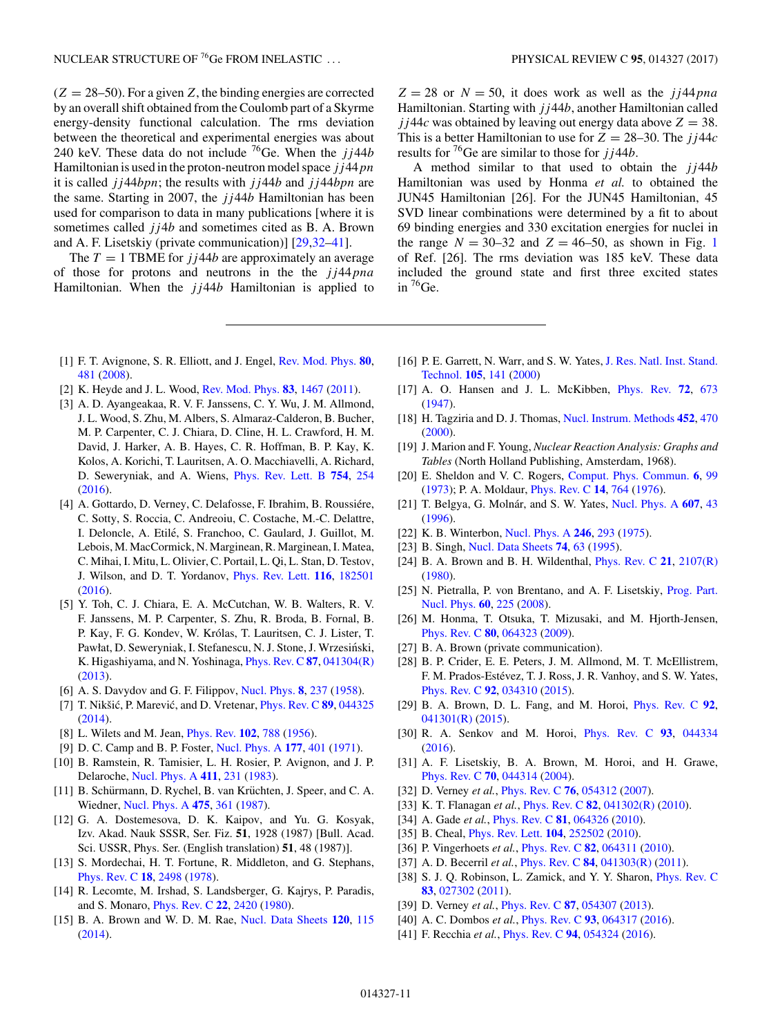($Z = 28$–50). For a given $Z$, the binding energies are corrected by an overall shift obtained from the Coulomb part of a Skyrme energy-density functional calculation. The rms deviation between the theoretical and experimental energies was about 240 keV. These data do not include $^{76}$Ge. When the $jj44b$ Hamiltonian is used in the proton-neutron model space $jj44pn$ it is called $jj44bpn$; the results with $jj44b$ and $jj44bpn$ are the same. Starting in 2007, the $jj44b$ Hamiltonian has been used for comparison to data in many publications [where it is sometimes called $jj4b$ and sometimes cited as B. A. Brown and A. F. Lisetskiy (private communication)] [29,32–41].

The $T = 1$ TBME for $jj44b$ are approximately an average of those for protons and neutrons in the the $jj44pna$ Hamiltonian. When the $jj44b$ Hamiltonian is applied to $Z = 28$ or $N = 50$, it does work as well as the $jj44pna$ Hamiltonian. Starting with $jj44b$, another Hamiltonian called $jj44c$ was obtained by leaving out energy data above $Z = 38$. This is a better Hamiltonian to use for $Z = 28$–30. The $jj44c$ results for $^{76}$Ge are similar to those for $jj44b$.

A method similar to that used to obtain the $jj44b$ Hamiltonian was used by Honma *et al.* to obtained the JUN45 Hamiltonian [26]. For the JUN45 Hamiltonian, 45 SVD linear combinations were determined by a fit to about 69 binding energies and 330 excitation energies for nuclei in the range $N = 30$–32 and $Z = 46$–50, as shown in Fig. 1 of Ref. [26]. The rms deviation was 185 keV. These data included the ground state and first three excited states in $^{76}$Ge.

[1] F. T. Avignone, S. R. Elliott, and J. Engel, Rev. Mod. Phys. **80**, 481 (2008).

[2] K. Heyde and J. L. Wood, Rev. Mod. Phys. **83**, 1467 (2011).

[3] A. D. Ayangeakaa, R. V. F. Janssens, C. Y. Wu, J. M. Allmond, J. L. Wood, S. Zhu, M. Albers, S. Almaraz-Calderon, B. Bucher, M. P. Carpenter, C. J. Chiara, D. Cline, H. L. Crawford, H. M. David, J. Harker, A. B. Hayes, C. R. Hoffman, B. P. Kay, K. Kolos, A. Korichi, T. Lauritsen, A. O. Macchiavelli, A. Richard, D. Seweryniak, and A. Wiens, Phys. Rev. Lett. B **754**, 254 (2016).

[4] A. Gottardo, D. Verney, C. Delafosse, F. Ibrahim, B. Roussiére, C. Sotty, S. Roccia, C. Andreoiu, C. Costache, M.-C. Delattre, I. Deloncle, A. Etilé, S. Franchoo, C. Gaulard, J. Guillot, M. Lebois, M. MacCormick, N. Marginean, R. Marginean, I. Matea, C. Mihai, I. Mitu, L. Olivier, C. Portail, L. Qi, L. Stan, D. Testov, J. Wilson, and D. T. Yordanov, Phys. Rev. Lett. **116**, 182501 (2016).

[5] Y. Toh, C. J. Chiara, E. A. McCutchan, W. B. Walters, R. V. F. Janssens, M. P. Carpenter, S. Zhu, R. Broda, B. Fornal, B. P. Kay, F. G. Kondev, W. Królas, T. Lauritsen, C. J. Lister, T. Pawłat, D. Seweryniak, I. Stefanescu, N. J. Stone, J. Wrzesiński, K. Higashiyama, and N. Yoshinaga, Phys. Rev. C **87**, 041304(R) (2013).

[6] A. S. Davydov and G. F. Filippov, Nucl. Phys. **8**, 237 (1958).

[7] T. Nikšić, P. Marević, and D. Vretenar, Phys. Rev. C **89**, 044325 (2014).

[8] L. Wilets and M. Jean, Phys. Rev. **102**, 788 (1956).

[9] D. C. Camp and B. P. Foster, Nucl. Phys. A **177**, 401 (1971).

[10] B. Ramstein, R. Tamisier, L. H. Rosier, P. Avignon, and J. P. Delaroche, Nucl. Phys. A **411**, 231 (1983).

[11] B. Schürmann, D. Rychel, B. van Krüchten, J. Speer, and C. A. Wiedner, Nucl. Phys. A **475**, 361 (1987).

[12] G. A. Dostemesova, D. K. Kaipov, and Yu. G. Kosyak, Izv. Akad. Nauk SSSR, Ser. Fiz. **51**, 1928 (1987) [Bull. Acad. Sci. USSR, Phys. Ser. (English translation) **51**, 48 (1987)].

[13] S. Mordechai, H. T. Fortune, R. Middleton, and G. Stephans, Phys. Rev. C **18**, 2498 (1978).

[14] R. Lecomte, M. Irshad, S. Landsberger, G. Kajrys, P. Paradis, and S. Monaro, Phys. Rev. C **22**, 2420 (1980).

[15] B. A. Brown and W. D. M. Rae, Nucl. Data Sheets **120**, 115 (2014).

[16] P. E. Garrett, N. Warr, and S. W. Yates, J. Res. Natl. Inst. Stand. Technol. **105**, 141 (2000)

[17] A. O. Hansen and J. L. McKibben, Phys. Rev. **72**, 673 (1947).

[18] H. Tagziria and D. J. Thomas, Nucl. Instrum. Methods **452**, 470 (2000).

[19] J. Marion and F. Young, *Nuclear Reaction Analysis: Graphs and Tables* (North Holland Publishing, Amsterdam, 1968).

[20] E. Sheldon and V. C. Rogers, Comput. Phys. Commun. **6**, 99 (1973); P. A. Moldaur, Phys. Rev. C **14**, 764 (1976).

[21] T. Belgya, G. Molnár, and S. W. Yates, Nucl. Phys. A **607**, 43 (1996).

[22] K. B. Winterbon, Nucl. Phys. A **246**, 293 (1975).

[23] B. Singh, Nucl. Data Sheets **74**, 63 (1995).

[24] B. A. Brown and B. H. Wildenthal, Phys. Rev. C **21**, 2107(R) (1980).

[25] N. Pietralla, P. von Brentano, and A. F. Lisetskiy, Prog. Part. Nucl. Phys. **60**, 225 (2008).

[26] M. Honma, T. Otsuka, T. Mizusaki, and M. Hjorth-Jensen, Phys. Rev. C **80**, 064323 (2009).

[27] B. A. Brown (private communication).

[28] B. P. Crider, E. E. Peters, J. M. Allmond, M. T. McEllistrem, F. M. Prados-Estévez, T. J. Ross, J. R. Vanhoy, and S. W. Yates, Phys. Rev. C **92**, 034310 (2015).

[29] B. A. Brown, D. L. Fang, and M. Horoi, Phys. Rev. C **92**, 041301(R) (2015).

[30] R. A. Senkov and M. Horoi, Phys. Rev. C **93**, 044334 (2016).

[31] A. F. Lisetskiy, B. A. Brown, M. Horoi, and H. Grawe, Phys. Rev. C **70**, 044314 (2004).

[32] D. Verney *et al.*, Phys. Rev. C **76**, 054312 (2007).

[33] K. T. Flanagan *et al.*, Phys. Rev. C **82**, 041302(R) (2010).

[34] A. Gade *et al.*, Phys. Rev. C **81**, 064326 (2010).

[35] B. Cheal, Phys. Rev. Lett. **104**, 252502 (2010).

[36] P. Vingerhoets *et al.*, Phys. Rev. C **82**, 064311 (2010).

[37] A. D. Becerril *et al.*, Phys. Rev. C **84**, 041303(R) (2011).

[38] S. J. Q. Robinson, L. Zamick, and Y. Y. Sharon, Phys. Rev. C **83**, 027302 (2011).

[39] D. Verney *et al.*, Phys. Rev. C **87**, 054307 (2013).

[40] A. C. Dombos *et al.*, Phys. Rev. C **93**, 064317 (2016).

[41] F. Recchia *et al.*, Phys. Rev. C **94**, 054324 (2016).